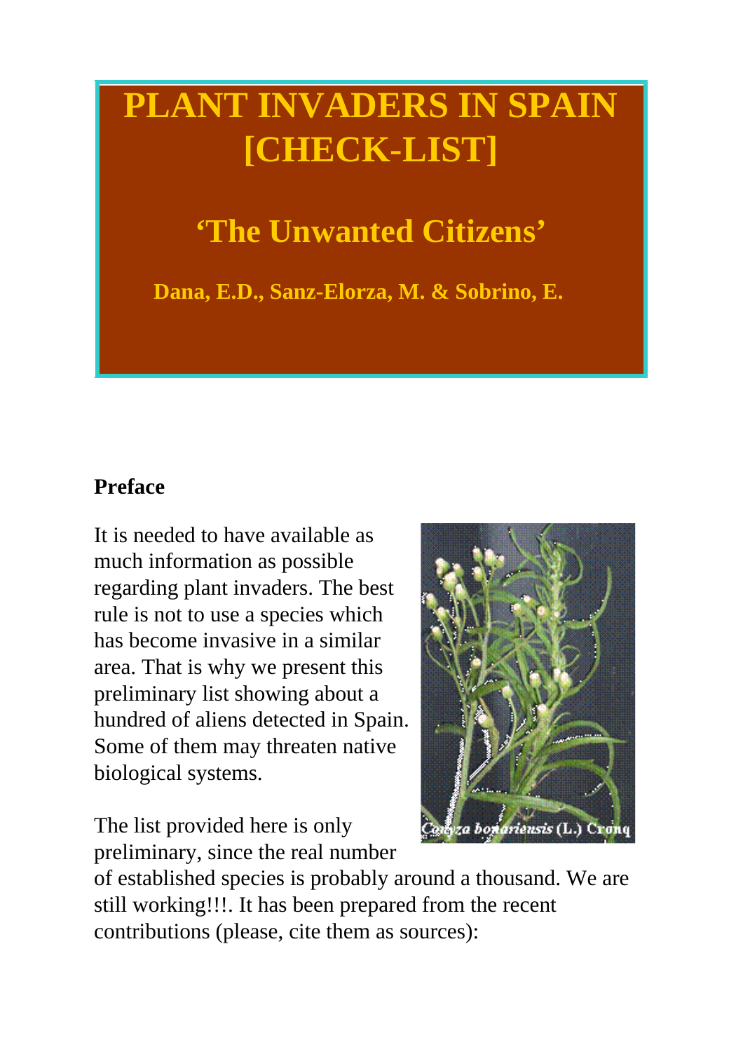# PLANT INVADERS IN SPAIN [CHECK-LIST]

## 'The Unwanted Citizens'

**Dana, E.D., Sanz-Elorza, M. & Sobrino, E.**

### Preface

It is needed to have available as much information as possible regarding plant invaders. The best rule is not to use a species which has become invasive in a similar area. That is why we present this preliminary list showing about a hundred of aliens detected in Spain. Some of them may threaten native biological systems.

*Conyza bonariensis* (L.) Cronq

The list provided here is only preliminary, since the real number of established species is probably around a thousand. We are still working!!!. It has been prepared from the recent contributions (please, cite them as sources):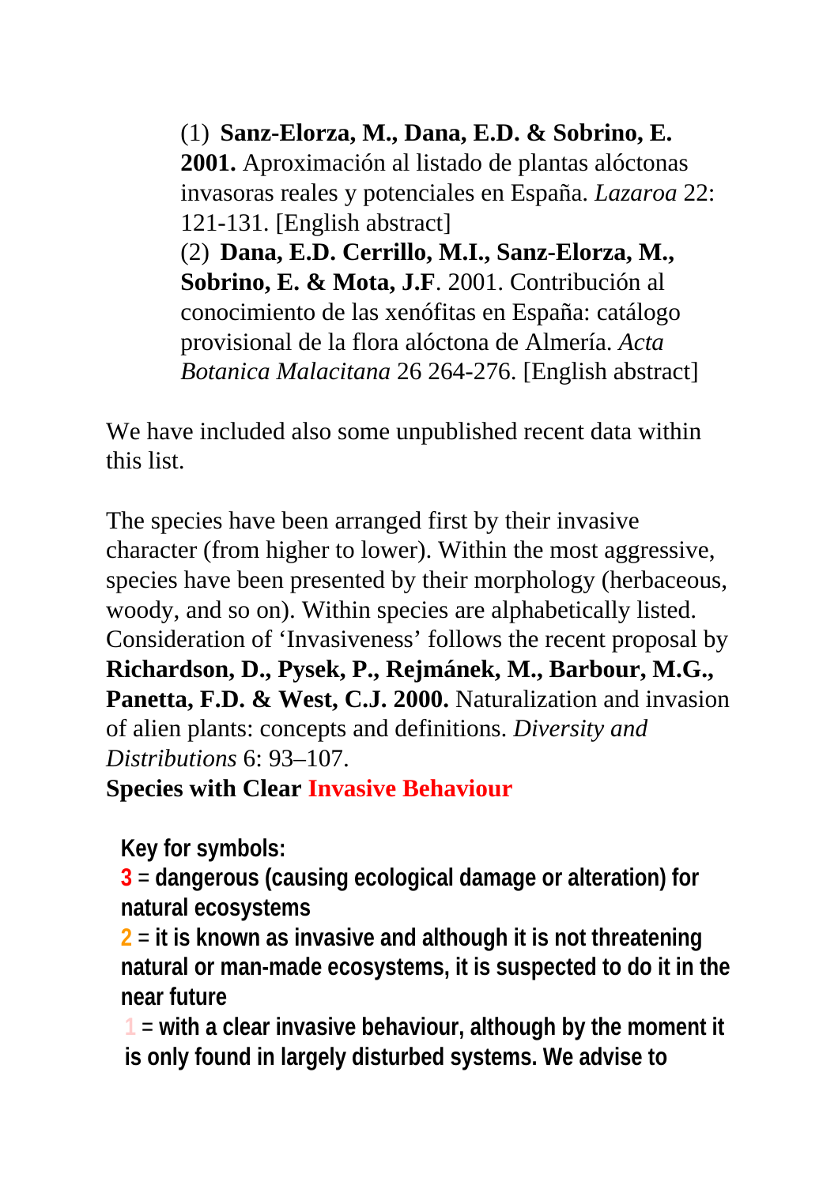(1) **Sanz-Elorza, M., Dana, E.D. & Sobrino, E. 2001.** Aproximación al listado de plantas alóctonas invasoras reales y potenciales en España. *Lazaroa* 22: 121-131. [English abstract]

(2) **Dana, E.D. Cerrillo, M.I., Sanz-Elorza, M., Sobrino, E. & Mota, J.F**. 2001. Contribución al conocimiento de las xenófitas en España: catálogo provisional de la flora alóctona de Almería. *Acta Botanica Malacitana* 26 264-276. [English abstract]

We have included also some unpublished recent data within this list.

The species have been arranged first by their invasive character (from higher to lower). Within the most aggressive, species have been presented by their morphology (herbaceous, woody, and so on). Within species are alphabetically listed. Consideration of 'Invasiveness' follows the recent proposal by **Richardson, D., Pysek, P., Rejmánek, M., Barbour, M.G., Panetta, F.D. & West, C.J. 2000.** Naturalization and invasion of alien plants: concepts and definitions. *Diversity and Distributions* 6: 93–107.

**Species with Clear Invasive Behaviour**

**Key for symbols:**

**3 = dangerous (causing ecological damage or alteration) for natural ecosystems**

**2 = it is known as invasive and although it is not threatening natural or man-made ecosystems, it is suspected to do it in the near future**

**1 = with a clear invasive behaviour, although by the moment it is only found in largely disturbed systems. We advise to**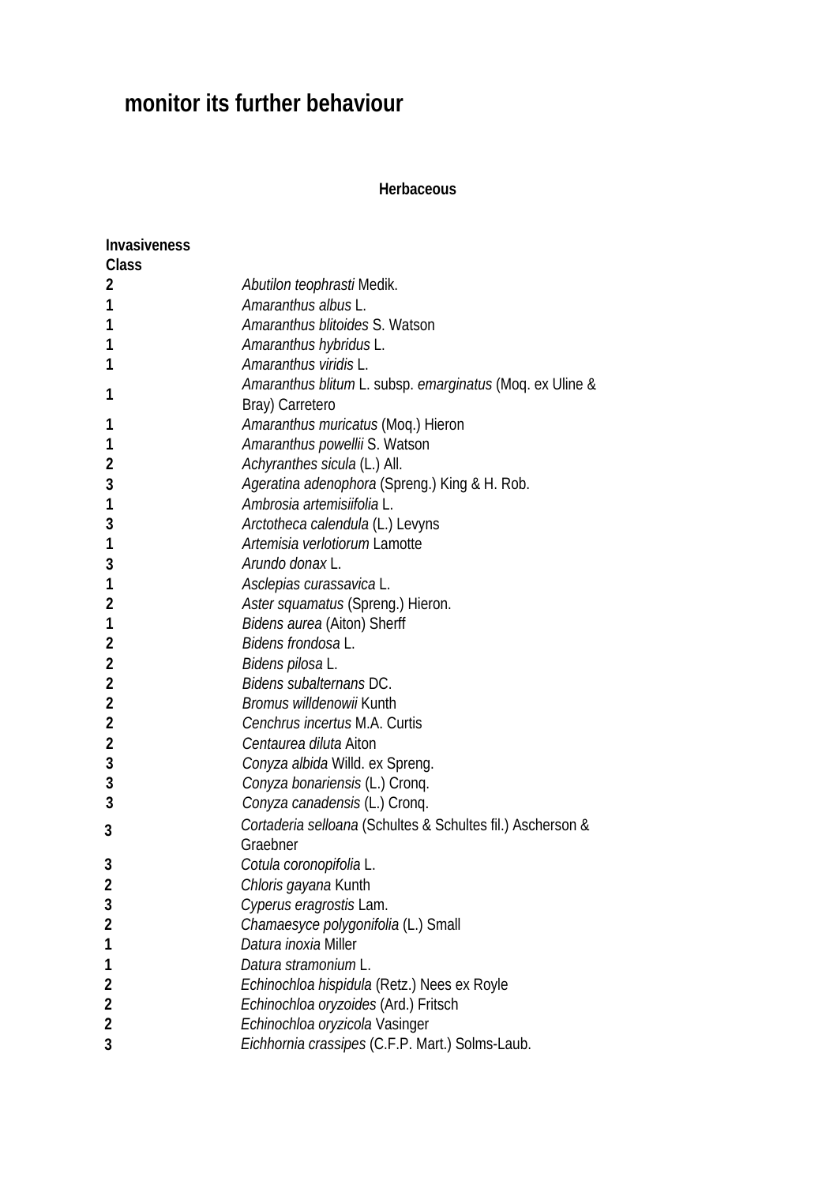**monitor its further behaviour**

**Herbaceous**

| Invasiveness Class | |
|---|---|
| 2 | *Abutilon teophrasti* Medik. |
| 1 | *Amaranthus albus* L. |
| 1 | *Amaranthus blitoides* S. Watson |
| 1 | *Amaranthus hybridus* L. |
| 1 | *Amaranthus viridis* L. |
| 1 | *Amaranthus blitum* L. subsp. *emarginatus* (Moq. ex Uline & Bray) Carretero |
| 1 | *Amaranthus muricatus* (Moq.) Hieron |
| 1 | *Amaranthus powellii* S. Watson |
| 2 | *Achyranthes sicula* (L.) All. |
| 3 | *Ageratina adenophora* (Spreng.) King & H. Rob. |
| 1 | *Ambrosia artemisiifolia* L. |
| 3 | *Arctotheca calendula* (L.) Levyns |
| 1 | *Artemisia verlotiorum* Lamotte |
| 3 | *Arundo donax* L. |
| 1 | *Asclepias curassavica* L. |
| 2 | *Aster squamatus* (Spreng.) Hieron. |
| 1 | *Bidens aurea* (Aiton) Sherff |
| 2 | *Bidens frondosa* L. |
| 2 | *Bidens pilosa* L. |
| 2 | *Bidens subalternans* DC. |
| 2 | *Bromus willdenowii* Kunth |
| 2 | *Cenchrus incertus* M.A. Curtis |
| 2 | *Centaurea diluta* Aiton |
| 3 | *Conyza albida* Willd. ex Spreng. |
| 3 | *Conyza bonariensis* (L.) Cronq. |
| 3 | *Conyza canadensis* (L.) Cronq. |
| 3 | *Cortaderia selloana* (Schultes & Schultes fil.) Ascherson & Graebner |
| 3 | *Cotula coronopifolia* L. |
| 2 | *Chloris gayana* Kunth |
| 3 | *Cyperus eragrostis* Lam. |
| 2 | *Chamaesyce polygonifolia* (L.) Small |
| 1 | *Datura inoxia* Miller |
| 1 | *Datura stramonium* L. |
| 2 | *Echinochloa hispidula* (Retz.) Nees ex Royle |
| 2 | *Echinochloa oryzoides* (Ard.) Fritsch |
| 2 | *Echinochloa oryzicola* Vasinger |
| 3 | *Eichhornia crassipes* (C.F.P. Mart.) Solms-Laub. |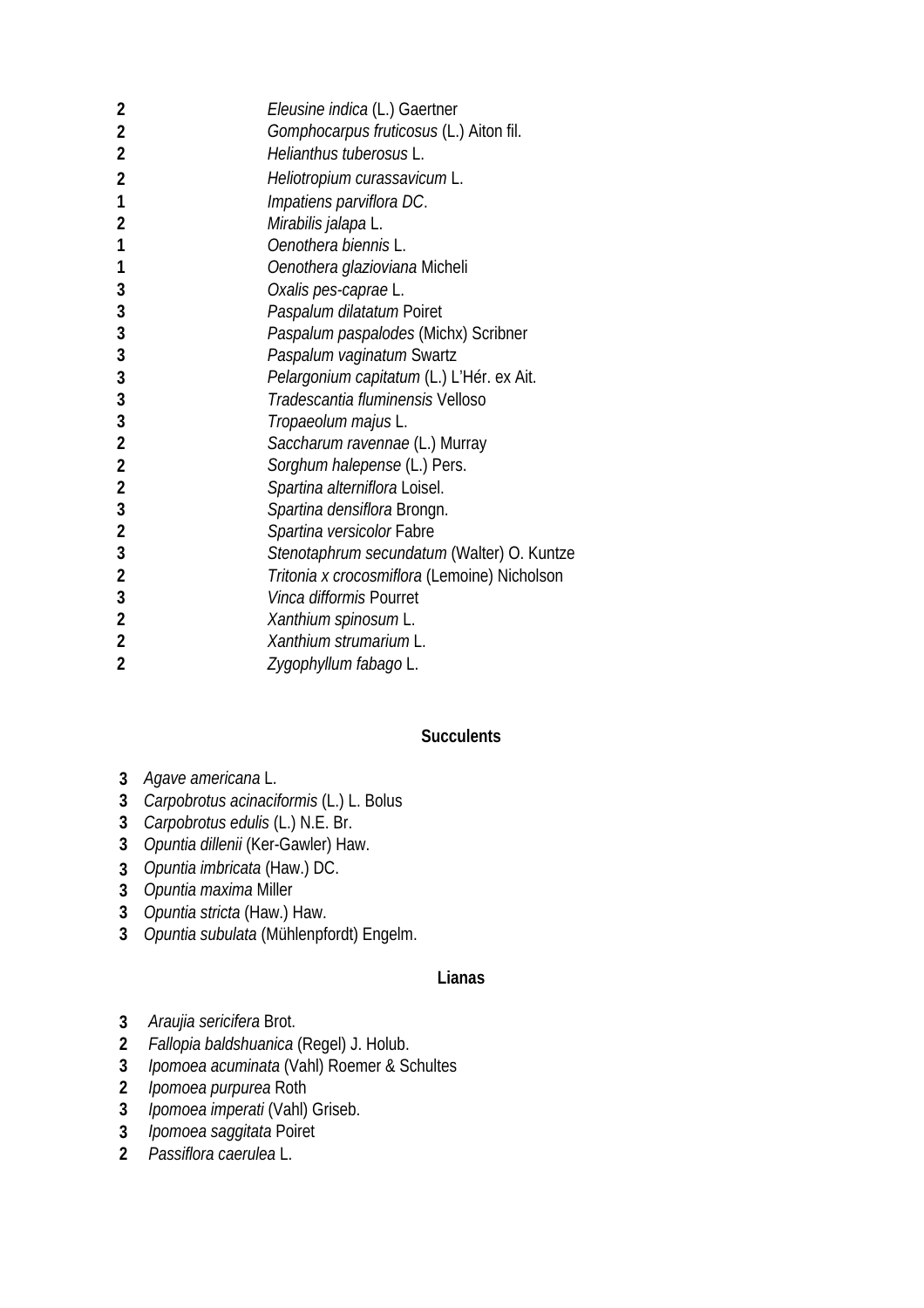| | |
|---|---|
| **2** | *Eleusine indica* (L.) Gaertner |
| **2** | *Gomphocarpus fruticosus* (L.) Aiton fil. |
| **2** | *Helianthus tuberosus* L. |
| **2** | *Heliotropium curassavicum* L. |
| **1** | *Impatiens parviflora DC*. |
| **2** | *Mirabilis jalapa* L. |
| **1** | *Oenothera biennis* L. |
| **1** | *Oenothera glazioviana* Micheli |
| **3** | *Oxalis pes-caprae* L. |
| **3** | *Paspalum dilatatum* Poiret |
| **3** | *Paspalum paspalodes* (Michx) Scribner |
| **3** | *Paspalum vaginatum* Swartz |
| **3** | *Pelargonium capitatum* (L.) L'Hér. ex Ait. |
| **3** | *Tradescantia fluminensis* Velloso |
| **3** | *Tropaeolum majus* L. |
| **2** | *Saccharum ravennae* (L.) Murray |
| **2** | *Sorghum halepense* (L.) Pers. |
| **2** | *Spartina alterniflora* Loisel. |
| **3** | *Spartina densiflora* Brongn. |
| **2** | *Spartina versicolor* Fabre |
| **3** | *Stenotaphrum secundatum* (Walter) O. Kuntze |
| **2** | *Tritonia x crocosmiflora* (Lemoine) Nicholson |
| **3** | *Vinca difformis* Pourret |
| **2** | *Xanthium spinosum* L. |
| **2** | *Xanthium strumarium* L. |
| **2** | *Zygophyllum fabago* L. |

**Succulents**

**3** *Agave americana* L.
**3** *Carpobrotus acinaciformis* (L.) L. Bolus
**3** *Carpobrotus edulis* (L.) N.E. Br.
**3** *Opuntia dillenii* (Ker-Gawler) Haw.
**3** *Opuntia imbricata* (Haw.) DC.
**3** *Opuntia maxima* Miller
**3** *Opuntia stricta* (Haw.) Haw.
**3** *Opuntia subulata* (Mühlenpfordt) Engelm.

**Lianas**

**3** *Araujia sericifera* Brot.
**2** *Fallopia baldshuanica* (Regel) J. Holub.
**3** *Ipomoea acuminata* (Vahl) Roemer & Schultes
**2** *Ipomoea purpurea* Roth
**3** *Ipomoea imperati* (Vahl) Griseb.
**3** *Ipomoea saggitata* Poiret
**2** *Passiflora caerulea* L.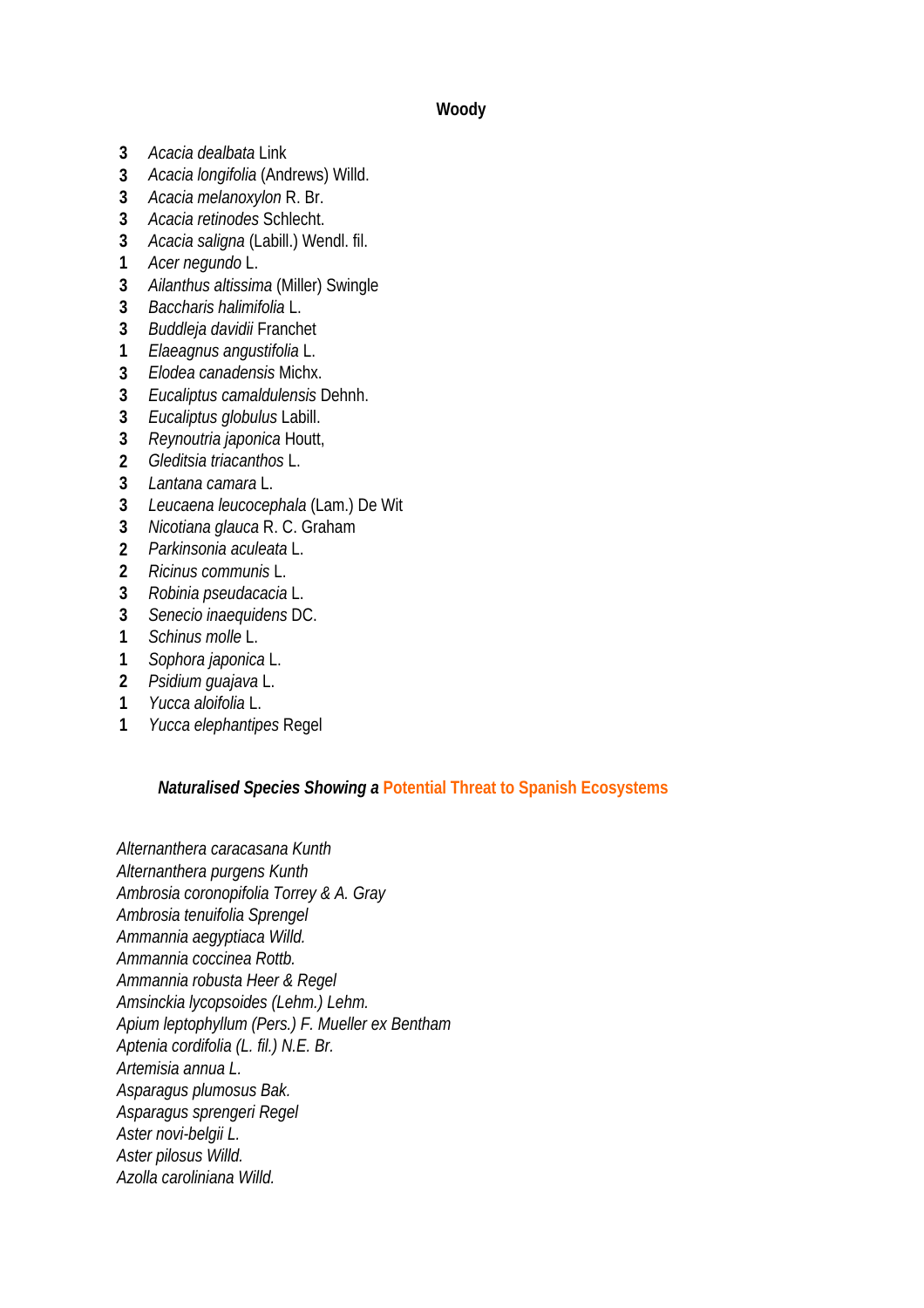**Woody**

**3** *Acacia dealbata* Link
**3** *Acacia longifolia* (Andrews) Willd.
**3** *Acacia melanoxylon* R. Br.
**3** *Acacia retinodes* Schlecht.
**3** *Acacia saligna* (Labill.) Wendl. fil.
**1** *Acer negundo* L.
**3** *Ailanthus altissima* (Miller) Swingle
**3** *Baccharis halimifolia* L.
**3** *Buddleja davidii* Franchet
**1** *Elaeagnus angustifolia* L.
**3** *Elodea canadensis* Michx.
**3** *Eucaliptus camaldulensis* Dehnh.
**3** *Eucaliptus globulus* Labill.
**3** *Reynoutria japonica* Houtt,
**2** *Gleditsia triacanthos* L.
**3** *Lantana camara* L.
**3** *Leucaena leucocephala* (Lam.) De Wit
**3** *Nicotiana glauca* R. C. Graham
**2** *Parkinsonia aculeata* L.
**2** *Ricinus communis* L.
**3** *Robinia pseudacacia* L.
**3** *Senecio inaequidens* DC.
**1** *Schinus molle* L.
**1** *Sophora japonica* L.
**2** *Psidium guajava* L.
**1** *Yucca aloifolia* L.
**1** *Yucca elephantipes* Regel

***Naturalised Species Showing a* Potential Threat to Spanish Ecosystems**

*Alternanthera caracasana Kunth*
*Alternanthera purgens Kunth*
*Ambrosia coronopifolia Torrey & A. Gray*
*Ambrosia tenuifolia Sprengel*
*Ammannia aegyptiaca Willd.*
*Ammannia coccinea Rottb.*
*Ammannia robusta Heer & Regel*
*Amsinckia lycopsoides (Lehm.) Lehm.*
*Apium leptophyllum (Pers.) F. Mueller ex Bentham*
*Aptenia cordifolia (L. fil.) N.E. Br.*
*Artemisia annua L.*
*Asparagus plumosus Bak.*
*Asparagus sprengeri Regel*
*Aster novi-belgii L.*
*Aster pilosus Willd.*
*Azolla caroliniana Willd.*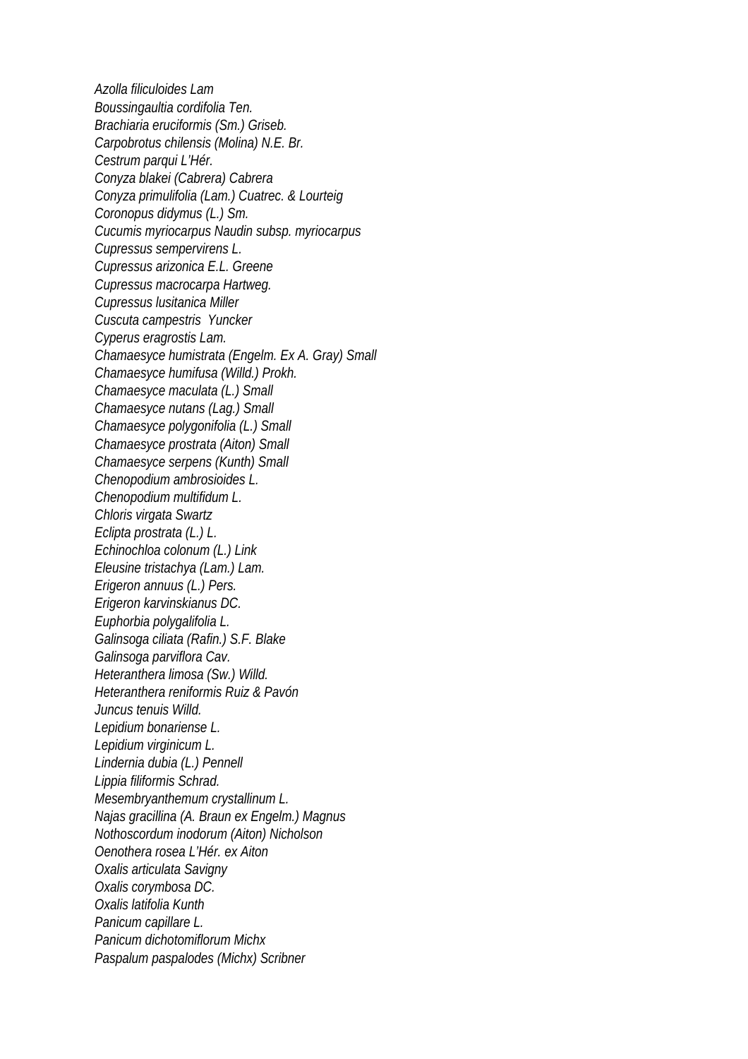*Azolla filiculoides Lam*
*Boussingaultia cordifolia Ten.*
*Brachiaria eruciformis (Sm.) Griseb.*
*Carpobrotus chilensis (Molina) N.E. Br.*
*Cestrum parqui L'Hér.*
*Conyza blakei (Cabrera) Cabrera*
*Conyza primulifolia (Lam.) Cuatrec. & Lourteig*
*Coronopus didymus (L.) Sm.*
*Cucumis myriocarpus Naudin subsp. myriocarpus*
*Cupressus sempervirens L.*
*Cupressus arizonica E.L. Greene*
*Cupressus macrocarpa Hartweg.*
*Cupressus lusitanica Miller*
*Cuscuta campestris Yuncker*
*Cyperus eragrostis Lam.*
*Chamaesyce humistrata (Engelm. Ex A. Gray) Small*
*Chamaesyce humifusa (Willd.) Prokh.*
*Chamaesyce maculata (L.) Small*
*Chamaesyce nutans (Lag.) Small*
*Chamaesyce polygonifolia (L.) Small*
*Chamaesyce prostrata (Aiton) Small*
*Chamaesyce serpens (Kunth) Small*
*Chenopodium ambrosioides L.*
*Chenopodium multifidum L.*
*Chloris virgata Swartz*
*Eclipta prostrata (L.) L.*
*Echinochloa colonum (L.) Link*
*Eleusine tristachya (Lam.) Lam.*
*Erigeron annuus (L.) Pers.*
*Erigeron karvinskianus DC.*
*Euphorbia polygalifolia L.*
*Galinsoga ciliata (Rafin.) S.F. Blake*
*Galinsoga parviflora Cav.*
*Heteranthera limosa (Sw.) Willd.*
*Heteranthera reniformis Ruiz & Pavón*
*Juncus tenuis Willd.*
*Lepidium bonariense L.*
*Lepidium virginicum L.*
*Lindernia dubia (L.) Pennell*
*Lippia filiformis Schrad.*
*Mesembryanthemum crystallinum L.*
*Najas gracillina (A. Braun ex Engelm.) Magnus*
*Nothoscordum inodorum (Aiton) Nicholson*
*Oenothera rosea L'Hér. ex Aiton*
*Oxalis articulata Savigny*
*Oxalis corymbosa DC.*
*Oxalis latifolia Kunth*
*Panicum capillare L.*
*Panicum dichotomiflorum Michx*
*Paspalum paspalodes (Michx) Scribner*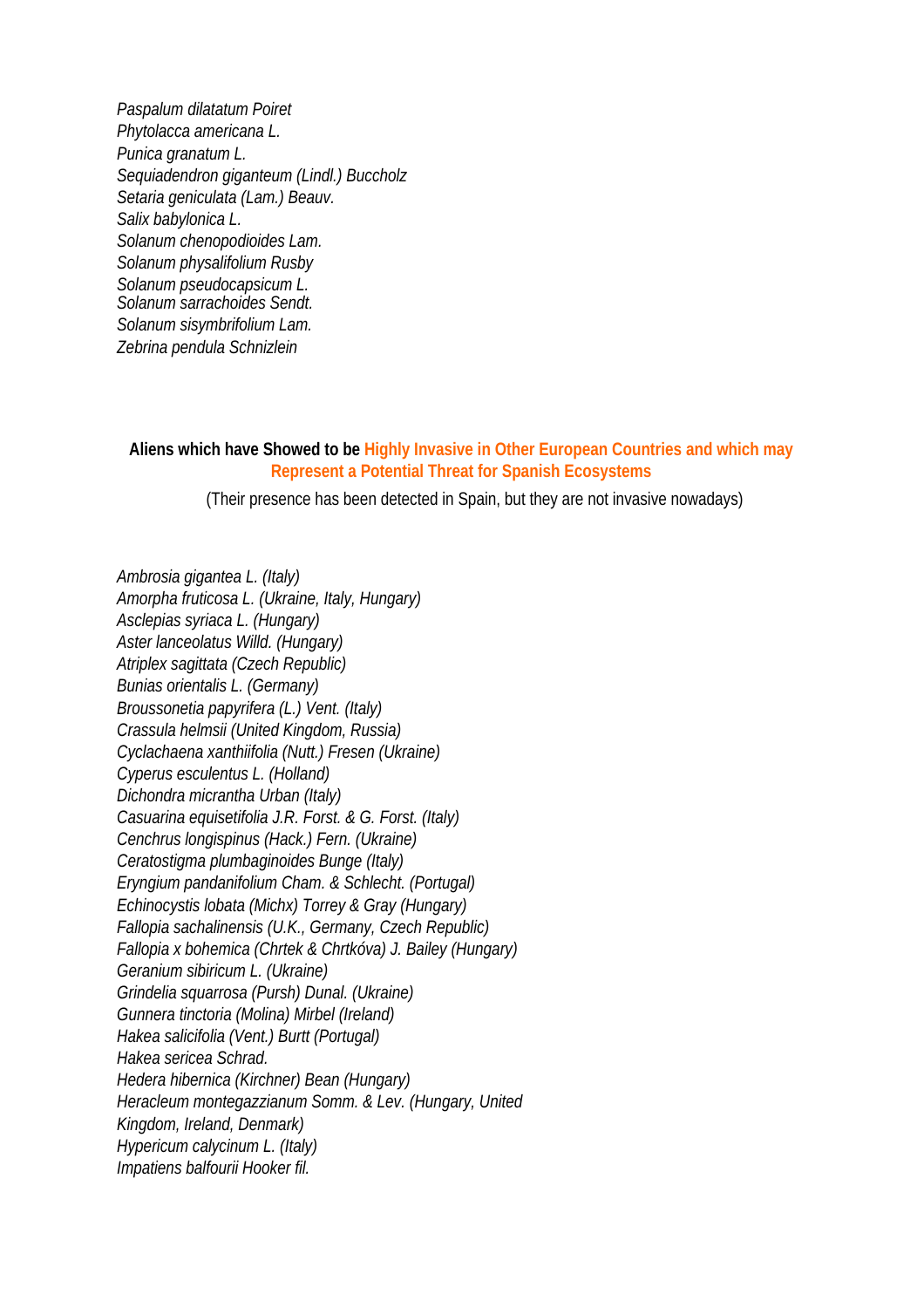*Paspalum dilatatum Poiret*
*Phytolacca americana L.*
*Punica granatum L.*
*Sequiadendron giganteum (Lindl.) Buccholz*
*Setaria geniculata (Lam.) Beauv.*
*Salix babylonica L.*
*Solanum chenopodioides Lam.*
*Solanum physalifolium Rusby*
*Solanum pseudocapsicum L.*
*Solanum sarrachoides Sendt.*
*Solanum sisymbrifolium Lam.*
*Zebrina pendula Schnizlein*

**Aliens which have Showed to be Highly Invasive in Other European Countries and which may Represent a Potential Threat for Spanish Ecosystems**

(Their presence has been detected in Spain, but they are not invasive nowadays)

*Ambrosia gigantea L. (Italy)*
*Amorpha fruticosa L. (Ukraine, Italy, Hungary)*
*Asclepias syriaca L. (Hungary)*
*Aster lanceolatus Willd. (Hungary)*
*Atriplex sagittata (Czech Republic)*
*Bunias orientalis L. (Germany)*
*Broussonetia papyrifera (L.) Vent. (Italy)*
*Crassula helmsii (United Kingdom, Russia)*
*Cyclachaena xanthiifolia (Nutt.) Fresen (Ukraine)*
*Cyperus esculentus L. (Holland)*
*Dichondra micrantha Urban (Italy)*
*Casuarina equisetifolia J.R. Forst. & G. Forst. (Italy)*
*Cenchrus longispinus (Hack.) Fern. (Ukraine)*
*Ceratostigma plumbaginoides Bunge (Italy)*
*Eryngium pandanifolium Cham. & Schlecht. (Portugal)*
*Echinocystis lobata (Michx) Torrey & Gray (Hungary)*
*Fallopia sachalinensis (U.K., Germany, Czech Republic)*
*Fallopia x bohemica (Chrtek & Chrtkóva) J. Bailey (Hungary)*
*Geranium sibiricum L. (Ukraine)*
*Grindelia squarrosa (Pursh) Dunal. (Ukraine)*
*Gunnera tinctoria (Molina) Mirbel (Ireland)*
*Hakea salicifolia (Vent.) Burtt (Portugal)*
*Hakea sericea Schrad.*
*Hedera hibernica (Kirchner) Bean (Hungary)*
*Heracleum montegazzianum Somm. & Lev. (Hungary, United Kingdom, Ireland, Denmark)*
*Hypericum calycinum L. (Italy)*
*Impatiens balfourii Hooker fil.*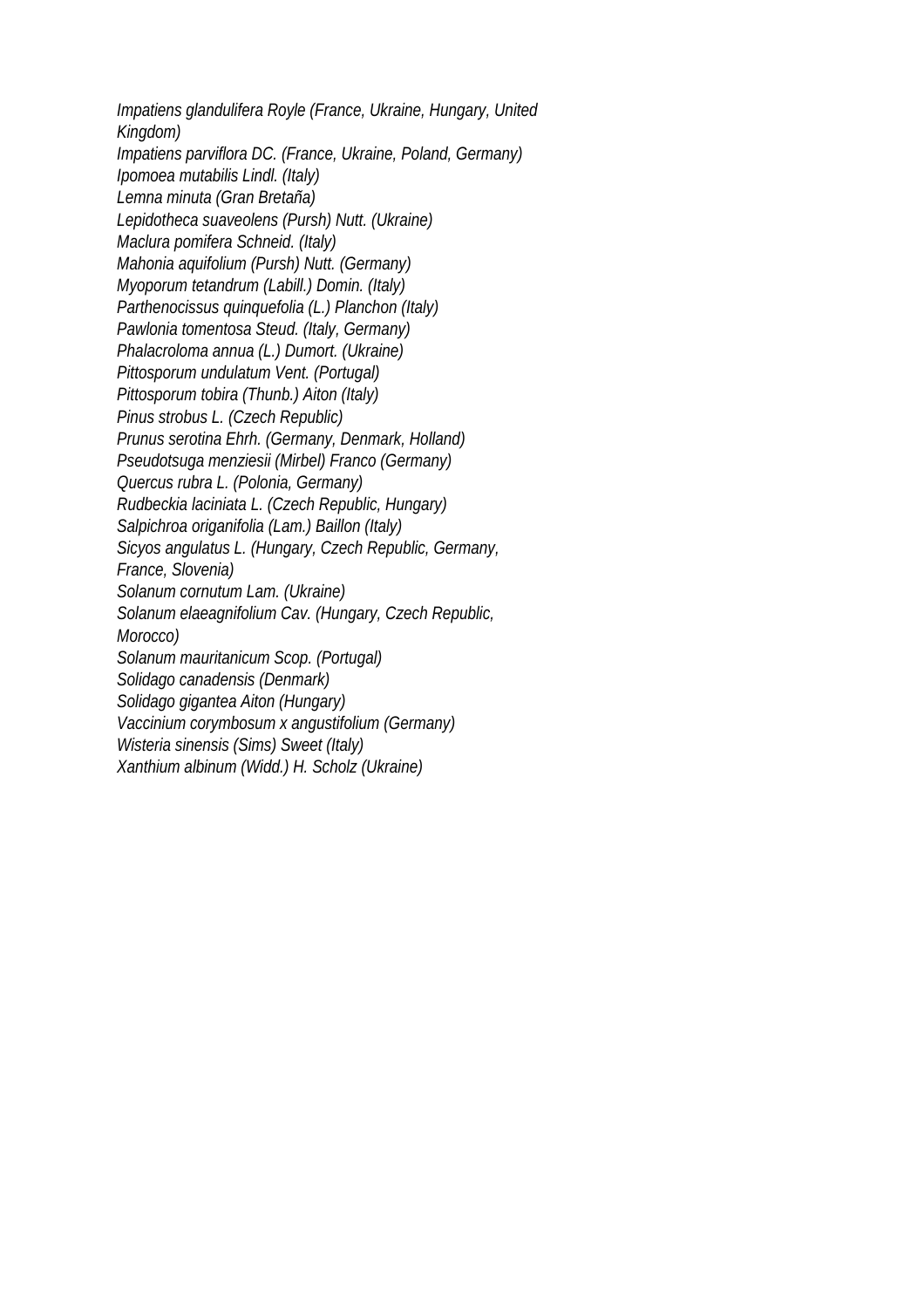*Impatiens glandulifera Royle (France, Ukraine, Hungary, United Kingdom)*
*Impatiens parviflora DC. (France, Ukraine, Poland, Germany)*
*Ipomoea mutabilis Lindl. (Italy)*
*Lemna minuta (Gran Bretaña)*
*Lepidotheca suaveolens (Pursh) Nutt. (Ukraine)*
*Maclura pomifera Schneid. (Italy)*
*Mahonia aquifolium (Pursh) Nutt. (Germany)*
*Myoporum tetandrum (Labill.) Domin. (Italy)*
*Parthenocissus quinquefolia (L.) Planchon (Italy)*
*Pawlonia tomentosa Steud. (Italy, Germany)*
*Phalacroloma annua (L.) Dumort. (Ukraine)*
*Pittosporum undulatum Vent. (Portugal)*
*Pittosporum tobira (Thunb.) Aiton (Italy)*
*Pinus strobus L. (Czech Republic)*
*Prunus serotina Ehrh. (Germany, Denmark, Holland)*
*Pseudotsuga menziesii (Mirbel) Franco (Germany)*
*Quercus rubra L. (Polonia, Germany)*
*Rudbeckia laciniata L. (Czech Republic, Hungary)*
*Salpichroa origanifolia (Lam.) Baillon (Italy)*
*Sicyos angulatus L. (Hungary, Czech Republic, Germany, France, Slovenia)*
*Solanum cornutum Lam. (Ukraine)*
*Solanum elaeagnifolium Cav. (Hungary, Czech Republic, Morocco)*
*Solanum mauritanicum Scop. (Portugal)*
*Solidago canadensis (Denmark)*
*Solidago gigantea Aiton (Hungary)*
*Vaccinium corymbosum x angustifolium (Germany)*
*Wisteria sinensis (Sims) Sweet (Italy)*
*Xanthium albinum (Widd.) H. Scholz (Ukraine)*